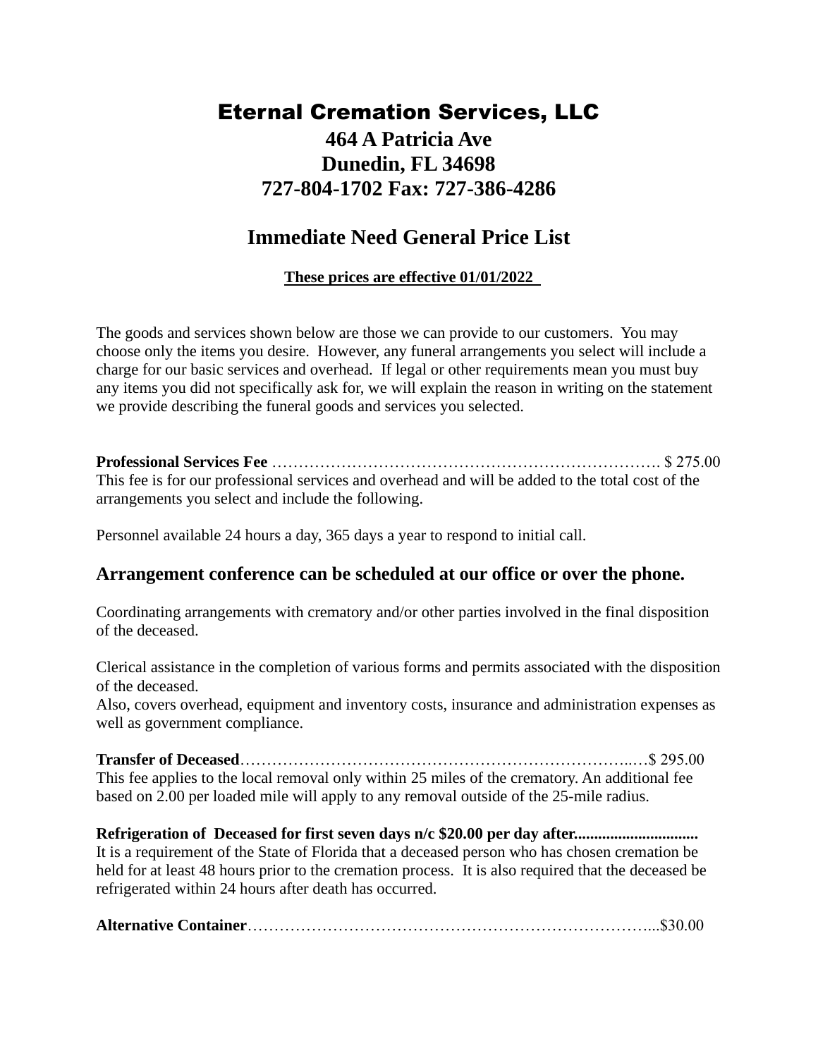# Eternal Cremation Services, LLC

**464 A Patricia Ave**
**Dunedin, FL 34698**
**727-804-1702 Fax: 727-386-4286**

## Immediate Need General Price List

**These prices are effective 01/01/2022**

The goods and services shown below are those we can provide to our customers. You may choose only the items you desire. However, any funeral arrangements you select will include a charge for our basic services and overhead. If legal or other requirements mean you must buy any items you did not specifically ask for, we will explain the reason in writing on the statement we provide describing the funeral goods and services you selected.

**Professional Services Fee** ………………………………………………………………. $ 275.00
This fee is for our professional services and overhead and will be added to the total cost of the arrangements you select and include the following.

Personnel available 24 hours a day, 365 days a year to respond to initial call.

### Arrangement conference can be scheduled at our office or over the phone.

Coordinating arrangements with crematory and/or other parties involved in the final disposition of the deceased.

Clerical assistance in the completion of various forms and permits associated with the disposition of the deceased.
Also, covers overhead, equipment and inventory costs, insurance and administration expenses as well as government compliance.

**Transfer of Deceased**……………………………………………………………..…$ 295.00
This fee applies to the local removal only within 25 miles of the crematory. An additional fee based on 2.00 per loaded mile will apply to any removal outside of the 25-mile radius.

**Refrigeration of Deceased for first seven days n/c $20.00 per day after..............................**
It is a requirement of the State of Florida that a deceased person who has chosen cremation be held for at least 48 hours prior to the cremation process. It is also required that the deceased be refrigerated within 24 hours after death has occurred.

**Alternative Container**…………………………………………………………………...$30.00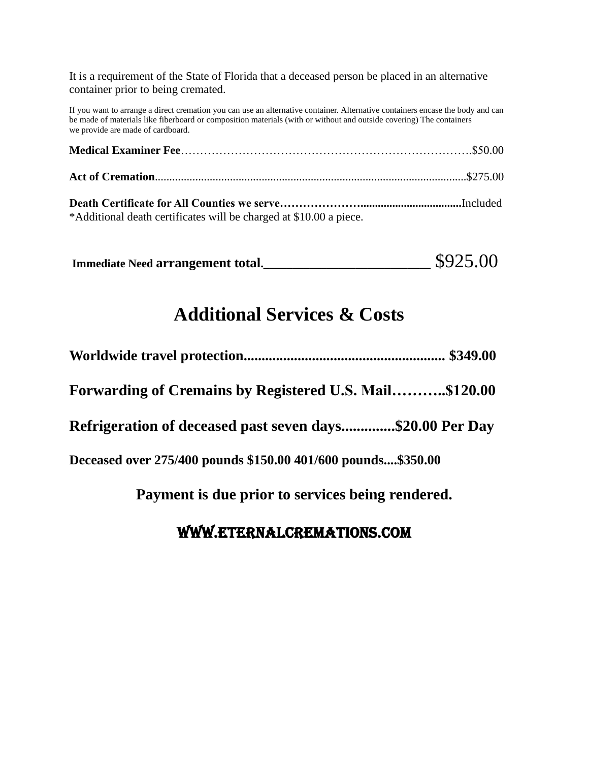It is a requirement of the State of Florida that a deceased person be placed in an alternative container prior to being cremated.

If you want to arrange a direct cremation you can use an alternative container. Alternative containers encase the body and can be made of materials like fiberboard or composition materials (with or without and outside covering) The containers we provide are made of cardboard.

**Medical Examiner Fee**……………………………………………………………………….$50.00

**Act of Cremation**..........................................................................................................$275.00

**Death Certificate for All Counties we serve…………………...................................**Included
*Additional death certificates will be charged at $10.00 a piece.

**Immediate Need arrangement total.________________________** $925.00

## Additional Services & Costs

**Worldwide travel protection........................................................ $349.00**

**Forwarding of Cremains by Registered U.S. Mail………..$120.00**

**Refrigeration of deceased past seven days..............$20.00 Per Day**

**Deceased over 275/400 pounds $150.00 401/600 pounds....$350.00**

**Payment is due prior to services being rendered.**

**WWW.ETERNALCREMATIONS.COM**